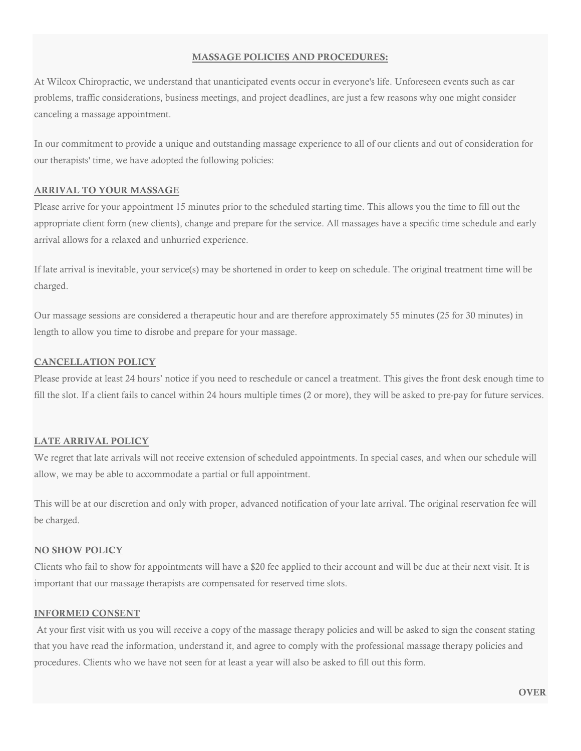# MASSAGE POLICIES AND PROCEDURES:

At Wilcox Chiropractic, we understand that unanticipated events occur in everyone's life. Unforeseen events such as car problems, traffic considerations, business meetings, and project deadlines, are just a few reasons why one might consider canceling a massage appointment.

In our commitment to provide a unique and outstanding massage experience to all of our clients and out of consideration for our therapists' time, we have adopted the following policies:

## ARRIVAL TO YOUR MASSAGE

Please arrive for your appointment 15 minutes prior to the scheduled starting time. This allows you the time to fill out the appropriate client form (new clients), change and prepare for the service. All massages have a specific time schedule and early arrival allows for a relaxed and unhurried experience.

If late arrival is inevitable, your service(s) may be shortened in order to keep on schedule. The original treatment time will be charged.

Our massage sessions are considered a therapeutic hour and are therefore approximately 55 minutes (25 for 30 minutes) in length to allow you time to disrobe and prepare for your massage.

## CANCELLATION POLICY

Please provide at least 24 hours' notice if you need to reschedule or cancel a treatment. This gives the front desk enough time to fill the slot. If a client fails to cancel within 24 hours multiple times (2 or more), they will be asked to pre-pay for future services.

## LATE ARRIVAL POLICY

We regret that late arrivals will not receive extension of scheduled appointments. In special cases, and when our schedule will allow, we may be able to accommodate a partial or full appointment.

This will be at our discretion and only with proper, advanced notification of your late arrival. The original reservation fee will be charged.

## NO SHOW POLICY

Clients who fail to show for appointments will have a $20 fee applied to their account and will be due at their next visit. It is important that our massage therapists are compensated for reserved time slots.

## INFORMED CONSENT

At your first visit with us you will receive a copy of the massage therapy policies and will be asked to sign the consent stating that you have read the information, understand it, and agree to comply with the professional massage therapy policies and procedures. Clients who we have not seen for at least a year will also be asked to fill out this form.

**OVER**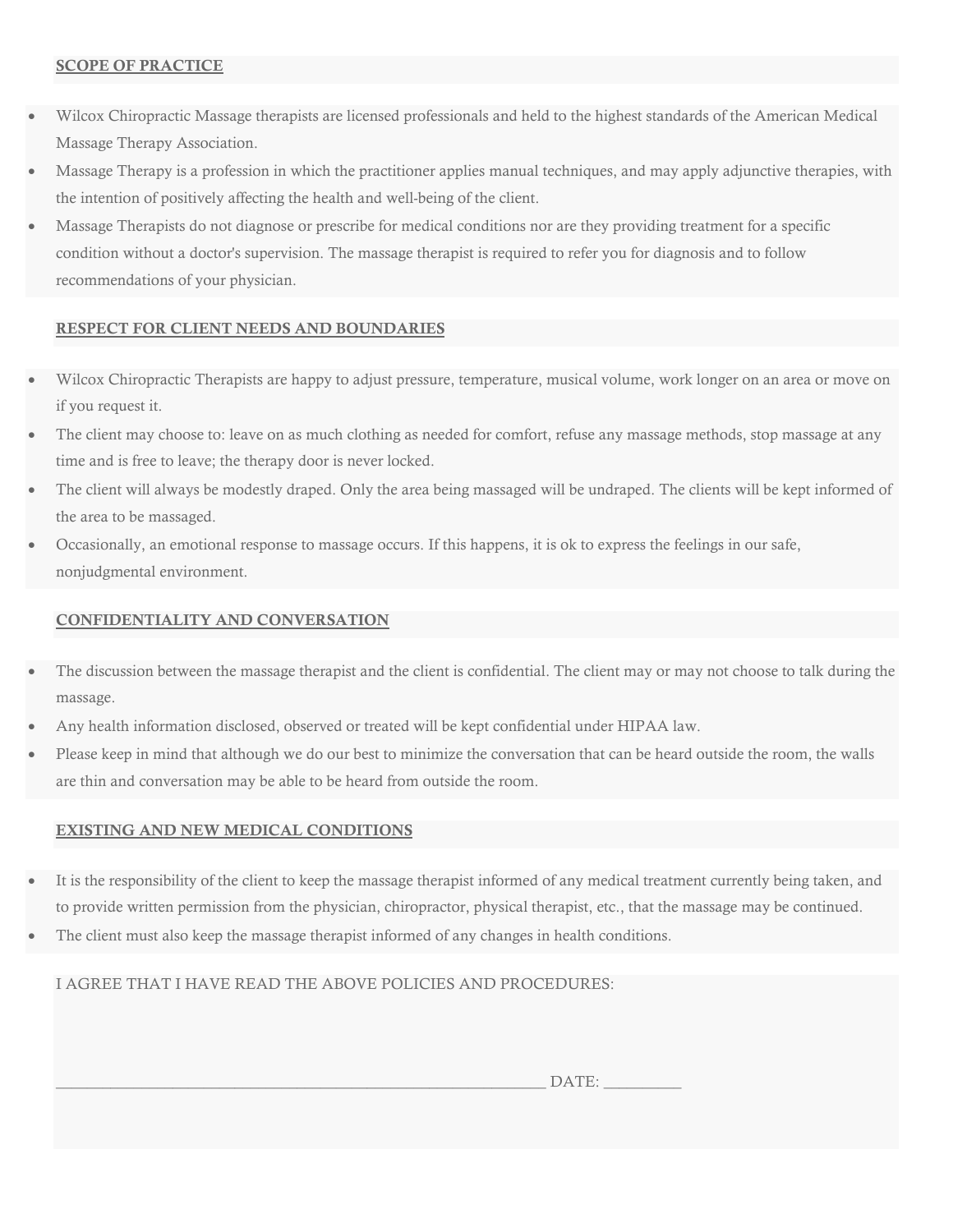**SCOPE OF PRACTICE**

- Wilcox Chiropractic Massage therapists are licensed professionals and held to the highest standards of the American Medical Massage Therapy Association.
- Massage Therapy is a profession in which the practitioner applies manual techniques, and may apply adjunctive therapies, with the intention of positively affecting the health and well-being of the client.
- Massage Therapists do not diagnose or prescribe for medical conditions nor are they providing treatment for a specific condition without a doctor's supervision. The massage therapist is required to refer you for diagnosis and to follow recommendations of your physician.

**RESPECT FOR CLIENT NEEDS AND BOUNDARIES**

- Wilcox Chiropractic Therapists are happy to adjust pressure, temperature, musical volume, work longer on an area or move on if you request it.
- The client may choose to: leave on as much clothing as needed for comfort, refuse any massage methods, stop massage at any time and is free to leave; the therapy door is never locked.
- The client will always be modestly draped. Only the area being massaged will be undraped. The clients will be kept informed of the area to be massaged.
- Occasionally, an emotional response to massage occurs. If this happens, it is ok to express the feelings in our safe, nonjudgmental environment.

**CONFIDENTIALITY AND CONVERSATION**

- The discussion between the massage therapist and the client is confidential. The client may or may not choose to talk during the massage.
- Any health information disclosed, observed or treated will be kept confidential under HIPAA law.
- Please keep in mind that although we do our best to minimize the conversation that can be heard outside the room, the walls are thin and conversation may be able to be heard from outside the room.

**EXISTING AND NEW MEDICAL CONDITIONS**

- It is the responsibility of the client to keep the massage therapist informed of any medical treatment currently being taken, and to provide written permission from the physician, chiropractor, physical therapist, etc., that the massage may be continued.
- The client must also keep the massage therapist informed of any changes in health conditions.

I AGREE THAT I HAVE READ THE ABOVE POLICIES AND PROCEDURES:

_______________________________________________________________ DATE: __________